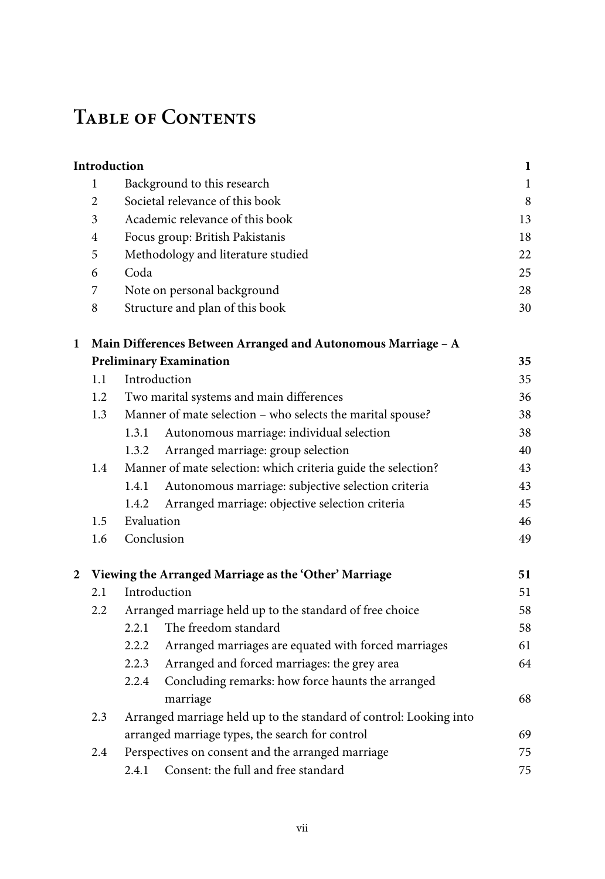# Table of Contents

| | | | |
|---|---|---|---|
| **Introduction** | | | **1** |
| | 1 | Background to this research | 1 |
| | 2 | Societal relevance of this book | 8 |
| | 3 | Academic relevance of this book | 13 |
| | 4 | Focus group: British Pakistanis | 18 |
| | 5 | Methodology and literature studied | 22 |
| | 6 | Coda | 25 |
| | 7 | Note on personal background | 28 |
| | 8 | Structure and plan of this book | 30 |
| **1** | **Main Differences Between Arranged and Autonomous Marriage – A Preliminary Examination** | | **35** |
| | 1.1 | Introduction | 35 |
| | 1.2 | Two marital systems and main differences | 36 |
| | 1.3 | Manner of mate selection – who selects the marital spouse? | 38 |
| | | 1.3.1 Autonomous marriage: individual selection | 38 |
| | | 1.3.2 Arranged marriage: group selection | 40 |
| | 1.4 | Manner of mate selection: which criteria guide the selection? | 43 |
| | | 1.4.1 Autonomous marriage: subjective selection criteria | 43 |
| | | 1.4.2 Arranged marriage: objective selection criteria | 45 |
| | 1.5 | Evaluation | 46 |
| | 1.6 | Conclusion | 49 |
| **2** | **Viewing the Arranged Marriage as the 'Other' Marriage** | | **51** |
| | 2.1 | Introduction | 51 |
| | 2.2 | Arranged marriage held up to the standard of free choice | 58 |
| | | 2.2.1 The freedom standard | 58 |
| | | 2.2.2 Arranged marriages are equated with forced marriages | 61 |
| | | 2.2.3 Arranged and forced marriages: the grey area | 64 |
| | | 2.2.4 Concluding remarks: how force haunts the arranged marriage | 68 |
| | 2.3 | Arranged marriage held up to the standard of control: Looking into arranged marriage types, the search for control | 69 |
| | 2.4 | Perspectives on consent and the arranged marriage | 75 |
| | | 2.4.1 Consent: the full and free standard | 75 |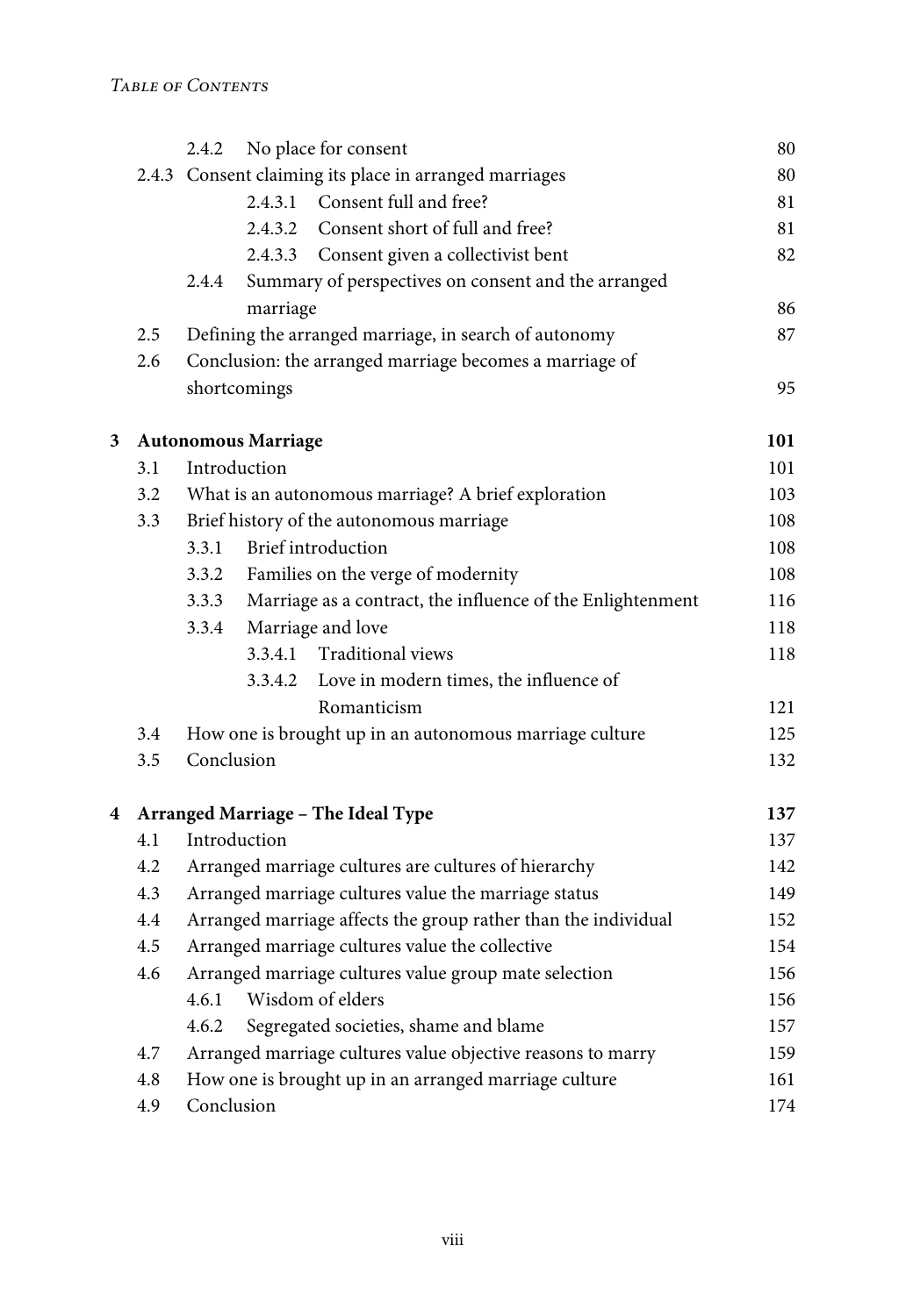| | | | |
|---|---|---|---|
| | 2.4.2 | No place for consent | 80 |
| 2.4.3 | | Consent claiming its place in arranged marriages | 80 |
| | | 2.4.3.1 Consent full and free? | 81 |
| | | 2.4.3.2 Consent short of full and free? | 81 |
| | | 2.4.3.3 Consent given a collectivist bent | 82 |
| | 2.4.4 | Summary of perspectives on consent and the arranged marriage | 86 |
| 2.5 | | Defining the arranged marriage, in search of autonomy | 87 |
| 2.6 | | Conclusion: the arranged marriage becomes a marriage of shortcomings | 95 |

| | | | |
|---|---|---|---|
| **3** | | **Autonomous Marriage** | **101** |
| | 3.1 | Introduction | 101 |
| | 3.2 | What is an autonomous marriage? A brief exploration | 103 |
| | 3.3 | Brief history of the autonomous marriage | 108 |
| | | 3.3.1 Brief introduction | 108 |
| | | 3.3.2 Families on the verge of modernity | 108 |
| | | 3.3.3 Marriage as a contract, the influence of the Enlightenment | 116 |
| | | 3.3.4 Marriage and love | 118 |
| | | 3.3.4.1 Traditional views | 118 |
| | | 3.3.4.2 Love in modern times, the influence of Romanticism | 121 |
| | 3.4 | How one is brought up in an autonomous marriage culture | 125 |
| | 3.5 | Conclusion | 132 |

| | | | |
|---|---|---|---|
| **4** | | **Arranged Marriage – The Ideal Type** | **137** |
| | 4.1 | Introduction | 137 |
| | 4.2 | Arranged marriage cultures are cultures of hierarchy | 142 |
| | 4.3 | Arranged marriage cultures value the marriage status | 149 |
| | 4.4 | Arranged marriage affects the group rather than the individual | 152 |
| | 4.5 | Arranged marriage cultures value the collective | 154 |
| | 4.6 | Arranged marriage cultures value group mate selection | 156 |
| | | 4.6.1 Wisdom of elders | 156 |
| | | 4.6.2 Segregated societies, shame and blame | 157 |
| | 4.7 | Arranged marriage cultures value objective reasons to marry | 159 |
| | 4.8 | How one is brought up in an arranged marriage culture | 161 |
| | 4.9 | Conclusion | 174 |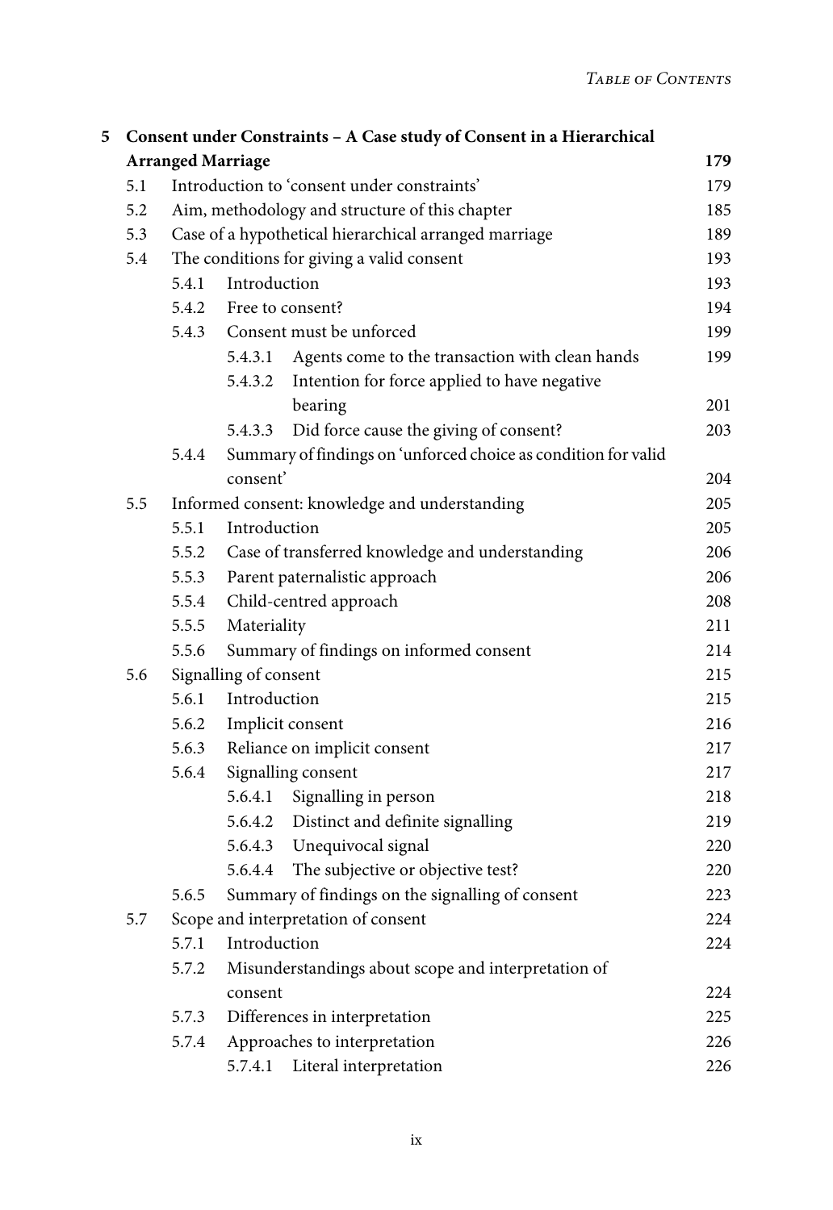**5 Consent under Constraints – A Case study of Consent in a Hierarchical Arranged Marriage** **179**

- 5.1 Introduction to 'consent under constraints' 179
- 5.2 Aim, methodology and structure of this chapter 185
- 5.3 Case of a hypothetical hierarchical arranged marriage 189
- 5.4 The conditions for giving a valid consent 193
  - 5.4.1 Introduction 193
  - 5.4.2 Free to consent? 194
  - 5.4.3 Consent must be unforced 199
    - 5.4.3.1 Agents come to the transaction with clean hands 199
    - 5.4.3.2 Intention for force applied to have negative bearing 201
    - 5.4.3.3 Did force cause the giving of consent? 203
  - 5.4.4 Summary of findings on 'unforced choice as condition for valid consent' 204
- 5.5 Informed consent: knowledge and understanding 205
  - 5.5.1 Introduction 205
  - 5.5.2 Case of transferred knowledge and understanding 206
  - 5.5.3 Parent paternalistic approach 206
  - 5.5.4 Child-centred approach 208
  - 5.5.5 Materiality 211
  - 5.5.6 Summary of findings on informed consent 214
- 5.6 Signalling of consent 215
  - 5.6.1 Introduction 215
  - 5.6.2 Implicit consent 216
  - 5.6.3 Reliance on implicit consent 217
  - 5.6.4 Signalling consent 217
    - 5.6.4.1 Signalling in person 218
    - 5.6.4.2 Distinct and definite signalling 219
    - 5.6.4.3 Unequivocal signal 220
    - 5.6.4.4 The subjective or objective test? 220
  - 5.6.5 Summary of findings on the signalling of consent 223
- 5.7 Scope and interpretation of consent 224
  - 5.7.1 Introduction 224
  - 5.7.2 Misunderstandings about scope and interpretation of consent 224
  - 5.7.3 Differences in interpretation 225
  - 5.7.4 Approaches to interpretation 226
    - 5.7.4.1 Literal interpretation 226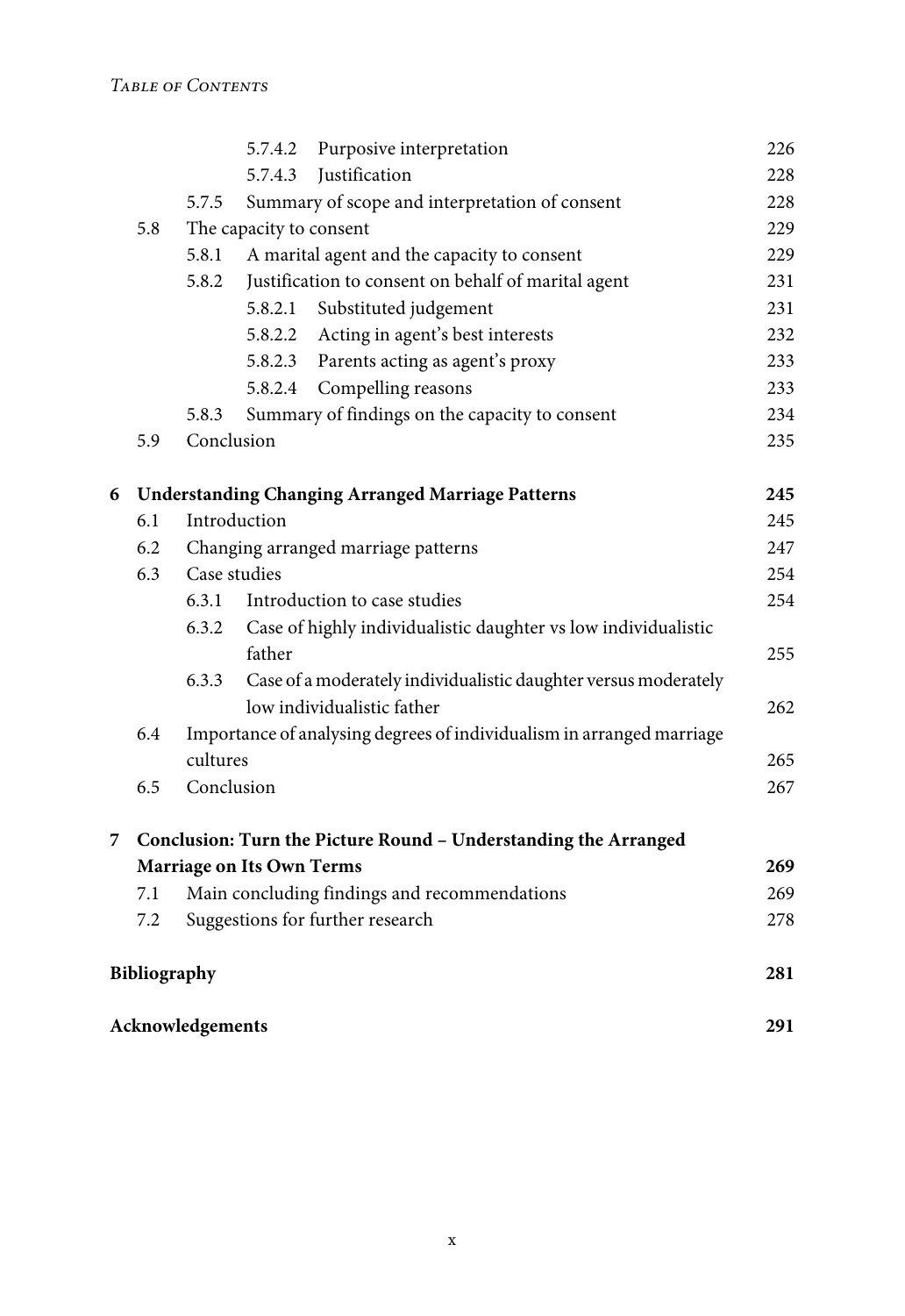- 5.7.4.2 Purposive interpretation 226
- 5.7.4.3 Justification 228
- 5.7.5 Summary of scope and interpretation of consent 228
- 5.8 The capacity to consent 229
  - 5.8.1 A marital agent and the capacity to consent 229
  - 5.8.2 Justification to consent on behalf of marital agent 231
    - 5.8.2.1 Substituted judgement 231
    - 5.8.2.2 Acting in agent's best interests 232
    - 5.8.2.3 Parents acting as agent's proxy 233
    - 5.8.2.4 Compelling reasons 233
  - 5.8.3 Summary of findings on the capacity to consent 234
- 5.9 Conclusion 235

**6 Understanding Changing Arranged Marriage Patterns 245**

- 6.1 Introduction 245
- 6.2 Changing arranged marriage patterns 247
- 6.3 Case studies 254
  - 6.3.1 Introduction to case studies 254
  - 6.3.2 Case of highly individualistic daughter vs low individualistic father 255
  - 6.3.3 Case of a moderately individualistic daughter versus moderately low individualistic father 262
- 6.4 Importance of analysing degrees of individualism in arranged marriage cultures 265
- 6.5 Conclusion 267

**7 Conclusion: Turn the Picture Round – Understanding the Arranged Marriage on Its Own Terms 269**

- 7.1 Main concluding findings and recommendations 269
- 7.2 Suggestions for further research 278

**Bibliography 281**

**Acknowledgements 291**